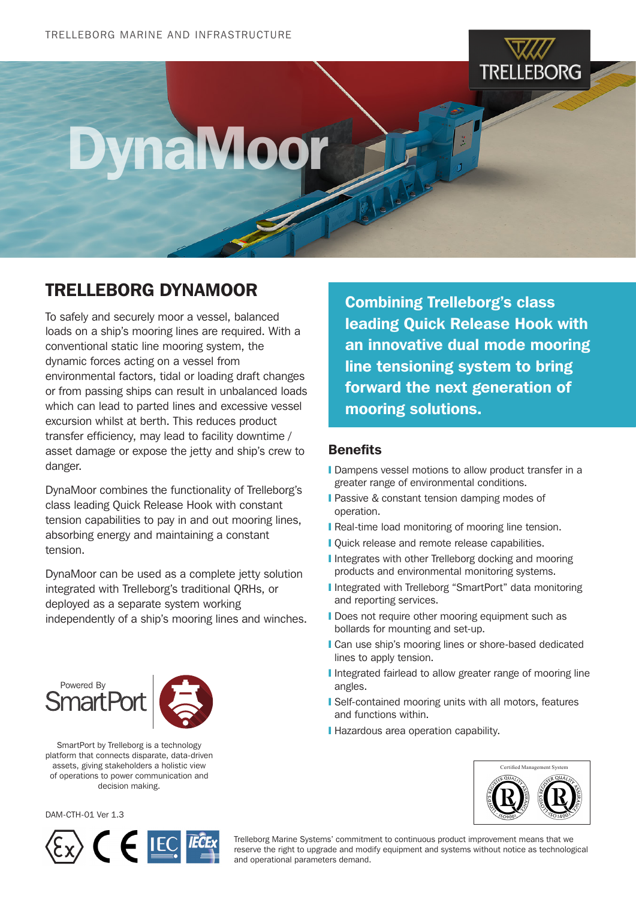TRELLEBORG MARINE AND INFRASTRUCTURE

# DynaMoor

## TRELLEBORG DYNAMOOR

To safely and securely moor a vessel, balanced loads on a ship's mooring lines are required. With a conventional static line mooring system, the dynamic forces acting on a vessel from environmental factors, tidal or loading draft changes or from passing ships can result in unbalanced loads which can lead to parted lines and excessive vessel excursion whilst at berth. This reduces product transfer efficiency, may lead to facility downtime / asset damage or expose the jetty and ship's crew to danger.

DynaMoor combines the functionality of Trelleborg's class leading Quick Release Hook with constant tension capabilities to pay in and out mooring lines, absorbing energy and maintaining a constant tension.

DynaMoor can be used as a complete jetty solution integrated with Trelleborg's traditional QRHs, or deployed as a separate system working independently of a ship's mooring lines and winches.

**Combining Trelleborg's class leading Quick Release Hook with an innovative dual mode mooring line tensioning system to bring forward the next generation of mooring solutions.**

### Benefits

- Dampens vessel motions to allow product transfer in a greater range of environmental conditions.
- Passive & constant tension damping modes of operation.
- Real-time load monitoring of mooring line tension.
- Quick release and remote release capabilities.
- Integrates with other Trelleborg docking and mooring products and environmental monitoring systems.
- Integrated with Trelleborg "SmartPort" data monitoring and reporting services.
- Does not require other mooring equipment such as bollards for mounting and set-up.
- Can use ship's mooring lines or shore-based dedicated lines to apply tension.
- Integrated fairlead to allow greater range of mooring line angles.
- Self-contained mooring units with all motors, features and functions within.
- Hazardous area operation capability.

Powered By SmartPort

SmartPort by Trelleborg is a technology platform that connects disparate, data-driven assets, giving stakeholders a holistic view of operations to power communication and decision making.

Certified Management System

DAM-CTH-01 Ver 1.3

Trelleborg Marine Systems' commitment to continuous product improvement means that we reserve the right to upgrade and modify equipment and systems without notice as technological and operational parameters demand.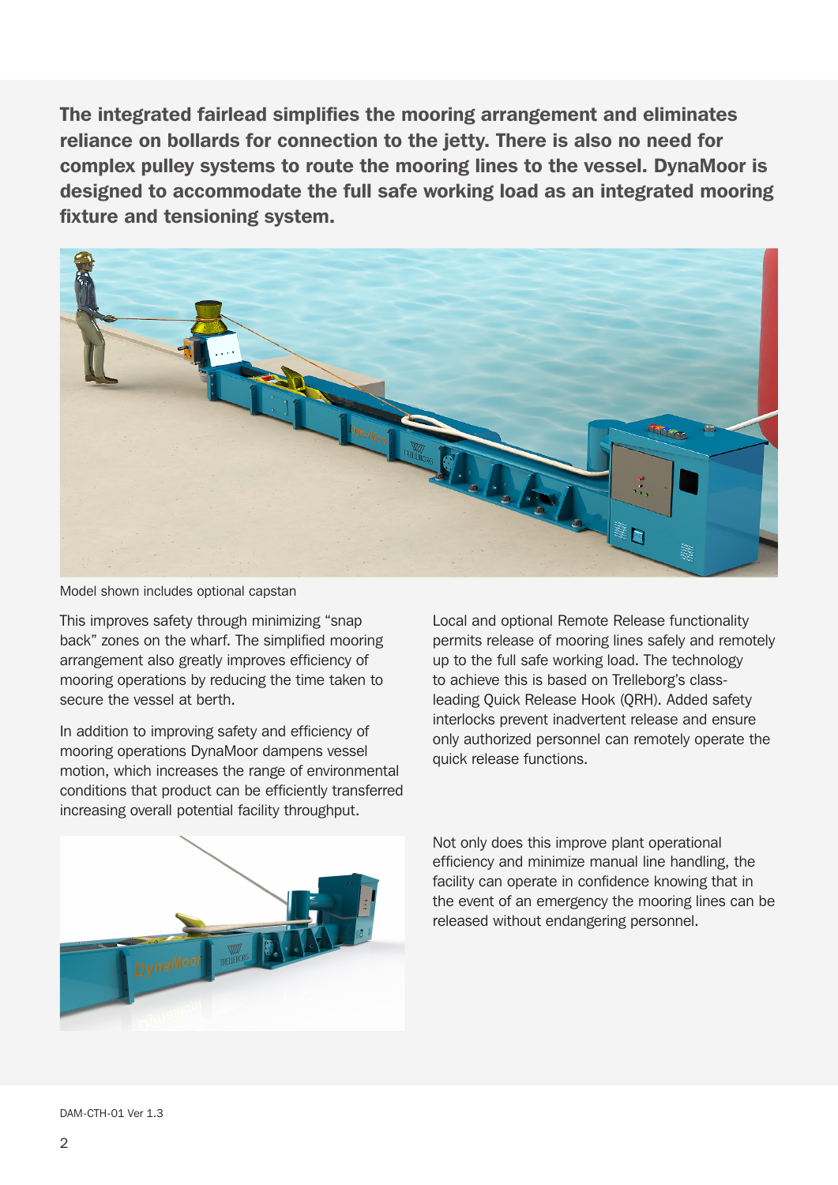**The integrated fairlead simplifies the mooring arrangement and eliminates reliance on bollards for connection to the jetty. There is also no need for complex pulley systems to route the mooring lines to the vessel. DynaMoor is designed to accommodate the full safe working load as an integrated mooring fixture and tensioning system.**

Model shown includes optional capstan

This improves safety through minimizing "snap back" zones on the wharf. The simplified mooring arrangement also greatly improves efficiency of mooring operations by reducing the time taken to secure the vessel at berth.

In addition to improving safety and efficiency of mooring operations DynaMoor dampens vessel motion, which increases the range of environmental conditions that product can be efficiently transferred increasing overall potential facility throughput.

Local and optional Remote Release functionality permits release of mooring lines safely and remotely up to the full safe working load. The technology to achieve this is based on Trelleborg's class-leading Quick Release Hook (QRH). Added safety interlocks prevent inadvertent release and ensure only authorized personnel can remotely operate the quick release functions.

Not only does this improve plant operational efficiency and minimize manual line handling, the facility can operate in confidence knowing that in the event of an emergency the mooring lines can be released without endangering personnel.

DAM-CTH-01 Ver 1.3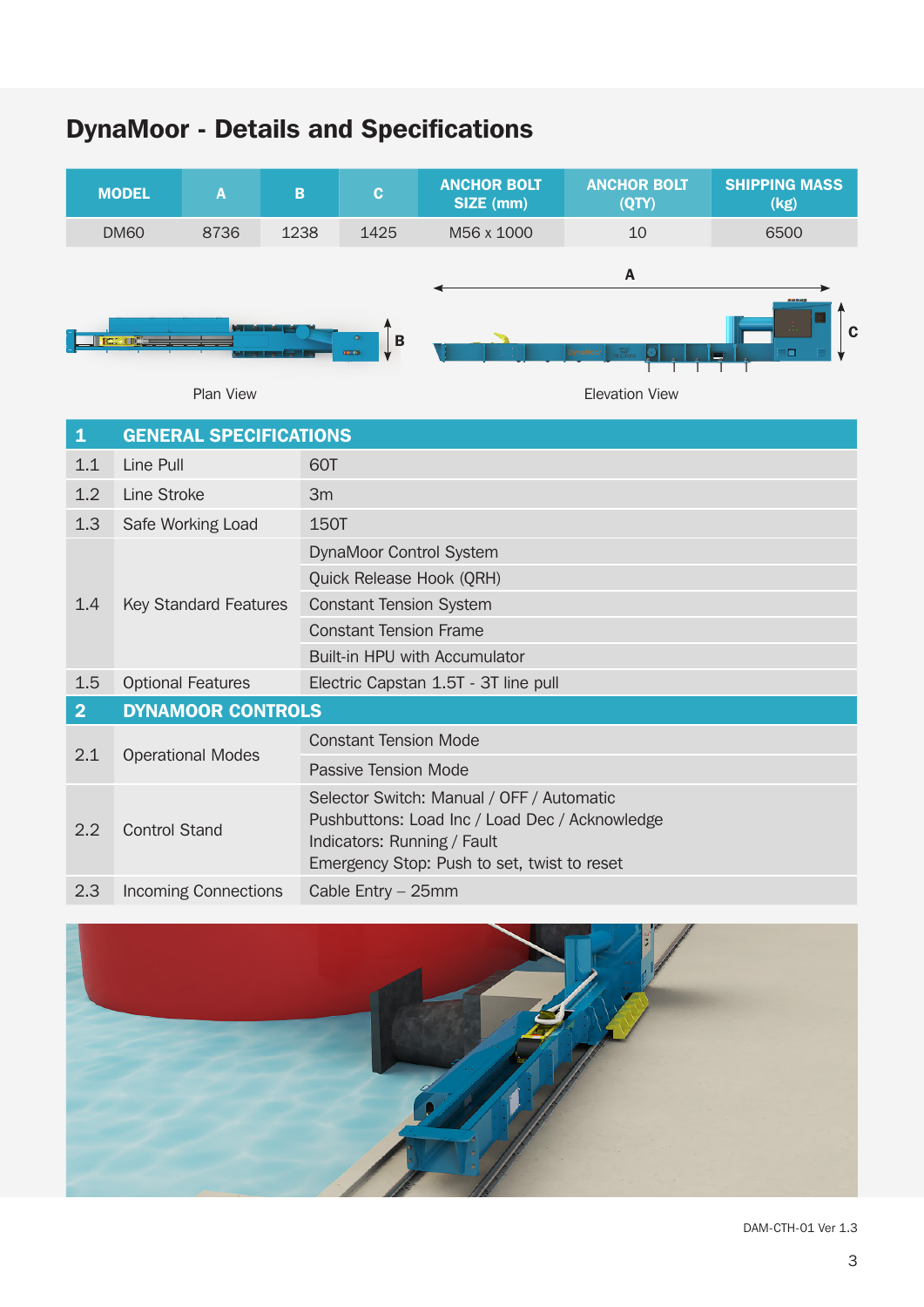# DynaMoor - Details and Specifications

| MODEL | A | B | C | ANCHOR BOLT SIZE (mm) | ANCHOR BOLT (QTY) | SHIPPING MASS (kg) |
|---|---|---|---|---|---|---|
| DM60 | 8736 | 1238 | 1425 | M56 x 1000 | 10 | 6500 |

Plan View

Elevation View

| 1 | GENERAL SPECIFICATIONS | |
|---|---|---|
| 1.1 | Line Pull | 60T |
| 1.2 | Line Stroke | 3m |
| 1.3 | Safe Working Load | 150T |
| 1.4 | Key Standard Features | DynaMoor Control System |
| | | Quick Release Hook (QRH) |
| | | Constant Tension System |
| | | Constant Tension Frame |
| | | Built-in HPU with Accumulator |
| 1.5 | Optional Features | Electric Capstan 1.5T - 3T line pull |
| **2** | **DYNAMOOR CONTROLS** | |
| 2.1 | Operational Modes | Constant Tension Mode |
| | | Passive Tension Mode |
| 2.2 | Control Stand | Selector Switch: Manual / OFF / Automatic<br>Pushbuttons: Load Inc / Load Dec / Acknowledge<br>Indicators: Running / Fault<br>Emergency Stop: Push to set, twist to reset |
| 2.3 | Incoming Connections | Cable Entry – 25mm |

DAM-CTH-01 Ver 1.3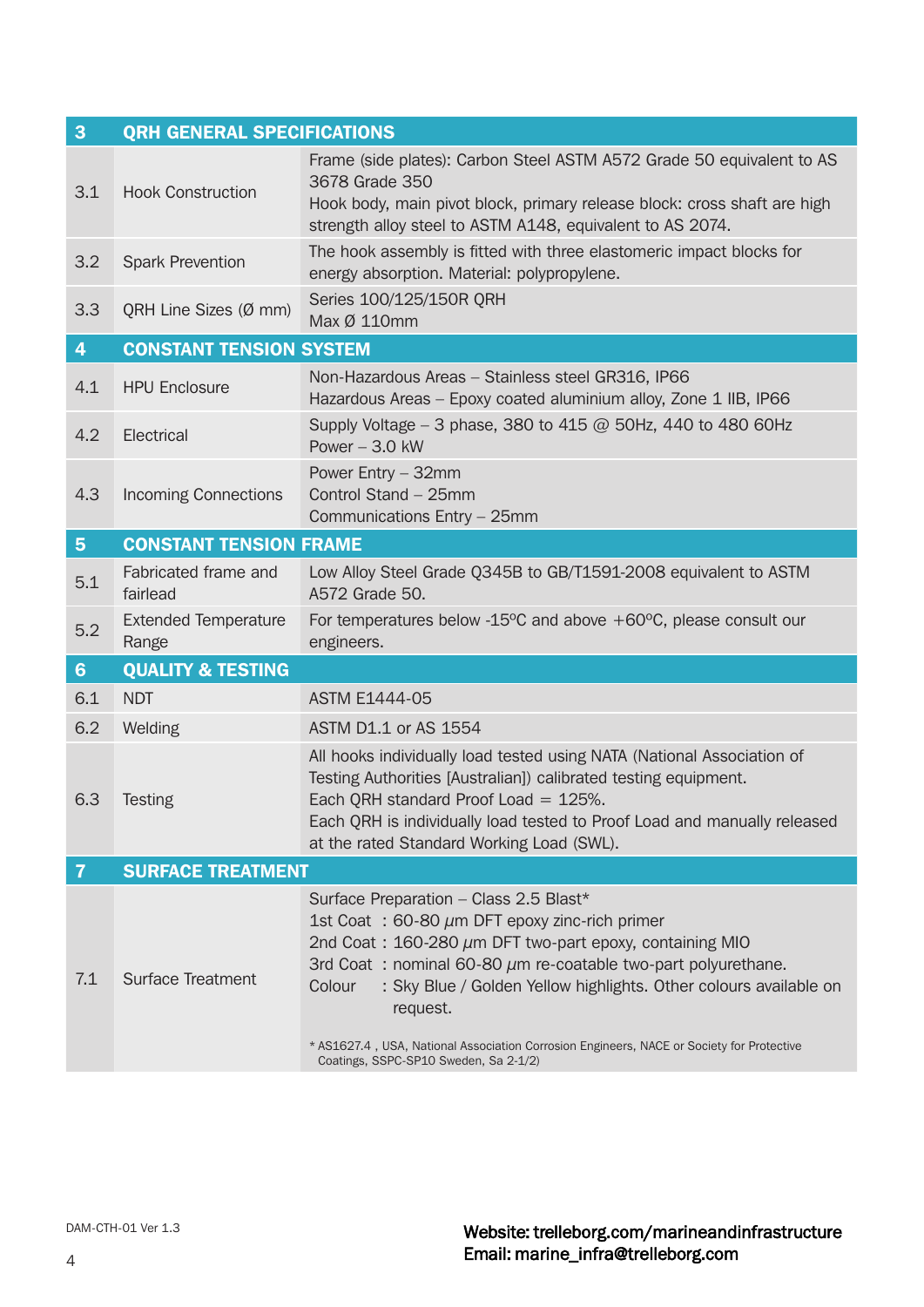| | | |
|---|---|---|
| **3** | **QRH GENERAL SPECIFICATIONS** | |
| 3.1 | Hook Construction | Frame (side plates): Carbon Steel ASTM A572 Grade 50 equivalent to AS 3678 Grade 350<br>Hook body, main pivot block, primary release block: cross shaft are high strength alloy steel to ASTM A148, equivalent to AS 2074. |
| 3.2 | Spark Prevention | The hook assembly is fitted with three elastomeric impact blocks for energy absorption. Material: polypropylene. |
| 3.3 | QRH Line Sizes (Ø mm) | Series 100/125/150R QRH<br>Max Ø 110mm |
| **4** | **CONSTANT TENSION SYSTEM** | |
| 4.1 | HPU Enclosure | Non-Hazardous Areas – Stainless steel GR316, IP66<br>Hazardous Areas – Epoxy coated aluminium alloy, Zone 1 IIB, IP66 |
| 4.2 | Electrical | Supply Voltage – 3 phase, 380 to 415 @ 50Hz, 440 to 480 60Hz<br>Power – 3.0 kW |
| 4.3 | Incoming Connections | Power Entry – 32mm<br>Control Stand – 25mm<br>Communications Entry – 25mm |
| **5** | **CONSTANT TENSION FRAME** | |
| 5.1 | Fabricated frame and fairlead | Low Alloy Steel Grade Q345B to GB/T1591-2008 equivalent to ASTM A572 Grade 50. |
| 5.2 | Extended Temperature Range | For temperatures below -15ºC and above +60ºC, please consult our engineers. |
| **6** | **QUALITY & TESTING** | |
| 6.1 | NDT | ASTM E1444-05 |
| 6.2 | Welding | ASTM D1.1 or AS 1554 |
| 6.3 | Testing | All hooks individually load tested using NATA (National Association of Testing Authorities [Australian]) calibrated testing equipment.<br>Each QRH standard Proof Load = 125%.<br>Each QRH is individually load tested to Proof Load and manually released at the rated Standard Working Load (SWL). |
| **7** | **SURFACE TREATMENT** | |
| 7.1 | Surface Treatment | Surface Preparation – Class 2.5 Blast*<br>1st Coat : 60-80 $\mu m$ DFT epoxy zinc-rich primer<br>2nd Coat : 160-280 $\mu m$ DFT two-part epoxy, containing MIO<br>3rd Coat : nominal 60-80 $\mu m$ re-coatable two-part polyurethane.<br>Colour : Sky Blue / Golden Yellow highlights. Other colours available on request.<br><br>* AS1627.4 , USA, National Association Corrosion Engineers, NACE or Society for Protective Coatings, SSPC-SP10 Sweden, Sa 2-1/2) |

DAM-CTH-01 Ver 1.3

**Website: trelleborg.com/marineandinfrastructure**
**Email: marine_infra@trelleborg.com**